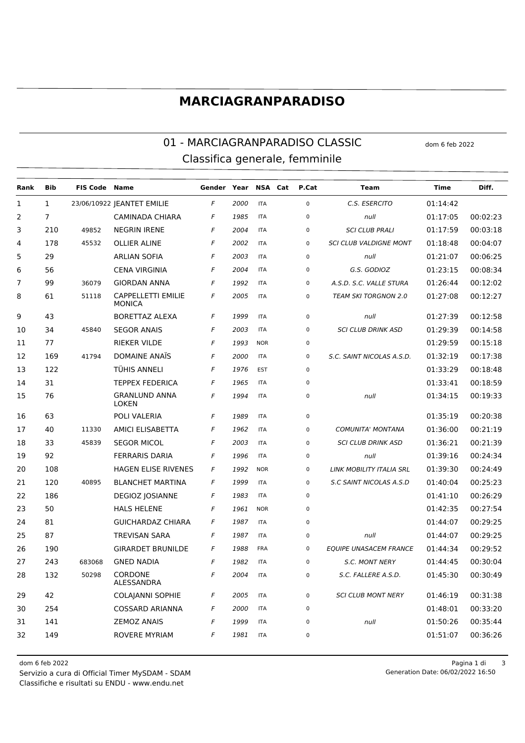# MARCIAGRANPARADISO

## 01 - MARCIAGRANPARADISO CLASSIC

dom 6 feb 2022

### Classifica generale, femminile

| Rank | Bib | FIS Code | Name | Gender | Year | NSA | Cat | P.Cat | Team | Time | Diff. |
|---|---|---|---|---|---|---|---|---|---|---|---|
| 1 | 1 | 23/06/10922 | JEANTET EMILIE | F | 2000 | ITA | | 0 | C.S. ESERCITO | 01:14:42 | |
| 2 | 7 | | CAMINADA CHIARA | F | 1985 | ITA | | 0 | null | 01:17:05 | 00:02:23 |
| 3 | 210 | 49852 | NEGRIN IRENE | F | 2004 | ITA | | 0 | SCI CLUB PRALI | 01:17:59 | 00:03:18 |
| 4 | 178 | 45532 | OLLIER ALINE | F | 2002 | ITA | | 0 | SCI CLUB VALDIGNE MONT | 01:18:48 | 00:04:07 |
| 5 | 29 | | ARLIAN SOFIA | F | 2003 | ITA | | 0 | null | 01:21:07 | 00:06:25 |
| 6 | 56 | | CENA VIRGINIA | F | 2004 | ITA | | 0 | G.S. GODIOZ | 01:23:15 | 00:08:34 |
| 7 | 99 | 36079 | GIORDAN ANNA | F | 1992 | ITA | | 0 | A.S.D. S.C. VALLE STURA | 01:26:44 | 00:12:02 |
| 8 | 61 | 51118 | CAPPELLETTI EMILIE MONICA | F | 2005 | ITA | | 0 | TEAM SKI TORGNON 2.0 | 01:27:08 | 00:12:27 |
| 9 | 43 | | BORETTAZ ALEXA | F | 1999 | ITA | | 0 | null | 01:27:39 | 00:12:58 |
| 10 | 34 | 45840 | SEGOR ANAIS | F | 2003 | ITA | | 0 | SCI CLUB DRINK ASD | 01:29:39 | 00:14:58 |
| 11 | 77 | | RIEKER VILDE | F | 1993 | NOR | | 0 | | 01:29:59 | 00:15:18 |
| 12 | 169 | 41794 | DOMAINE ANAÏS | F | 2000 | ITA | | 0 | S.C. SAINT NICOLAS A.S.D. | 01:32:19 | 00:17:38 |
| 13 | 122 | | TÜHIS ANNELI | F | 1976 | EST | | 0 | | 01:33:29 | 00:18:48 |
| 14 | 31 | | TEPPEX FEDERICA | F | 1965 | ITA | | 0 | | 01:33:41 | 00:18:59 |
| 15 | 76 | | GRANLUND ANNA LOKEN | F | 1994 | ITA | | 0 | null | 01:34:15 | 00:19:33 |
| 16 | 63 | | POLI VALERIA | F | 1989 | ITA | | 0 | | 01:35:19 | 00:20:38 |
| 17 | 40 | 11330 | AMICI ELISABETTA | F | 1962 | ITA | | 0 | COMUNITA' MONTANA | 01:36:00 | 00:21:19 |
| 18 | 33 | 45839 | SEGOR MICOL | F | 2003 | ITA | | 0 | SCI CLUB DRINK ASD | 01:36:21 | 00:21:39 |
| 19 | 92 | | FERRARIS DARIA | F | 1996 | ITA | | 0 | null | 01:39:16 | 00:24:34 |
| 20 | 108 | | HAGEN ELISE RIVENES | F | 1992 | NOR | | 0 | LINK MOBILITY ITALIA SRL | 01:39:30 | 00:24:49 |
| 21 | 120 | 40895 | BLANCHET MARTINA | F | 1999 | ITA | | 0 | S.C SAINT NICOLAS A.S.D | 01:40:04 | 00:25:23 |
| 22 | 186 | | DEGIOZ JOSIANNE | F | 1983 | ITA | | 0 | | 01:41:10 | 00:26:29 |
| 23 | 50 | | HALS HELENE | F | 1961 | NOR | | 0 | | 01:42:35 | 00:27:54 |
| 24 | 81 | | GUICHARDAZ CHIARA | F | 1987 | ITA | | 0 | | 01:44:07 | 00:29:25 |
| 25 | 87 | | TREVISAN SARA | F | 1987 | ITA | | 0 | null | 01:44:07 | 00:29:25 |
| 26 | 190 | | GIRARDET BRUNILDE | F | 1988 | FRA | | 0 | EQUIPE UNASACEM FRANCE | 01:44:34 | 00:29:52 |
| 27 | 243 | 683068 | GNED NADIA | F | 1982 | ITA | | 0 | S.C. MONT NERY | 01:44:45 | 00:30:04 |
| 28 | 132 | 50298 | CORDONE ALESSANDRA | F | 2004 | ITA | | 0 | S.C. FALLERE A.S.D. | 01:45:30 | 00:30:49 |
| 29 | 42 | | COLAJANNI SOPHIE | F | 2005 | ITA | | 0 | SCI CLUB MONT NERY | 01:46:19 | 00:31:38 |
| 30 | 254 | | COSSARD ARIANNA | F | 2000 | ITA | | 0 | | 01:48:01 | 00:33:20 |
| 31 | 141 | | ZEMOZ ANAIS | F | 1999 | ITA | | 0 | null | 01:50:26 | 00:35:44 |
| 32 | 149 | | ROVERE MYRIAM | F | 1981 | ITA | | 0 | | 01:51:07 | 00:36:26 |

dom 6 feb 2022

Servizio a cura di Official Timer MySDAM - SDAM

Classifiche e risultati su ENDU - www.endu.net

Generation Date: 06/02/2022 16:50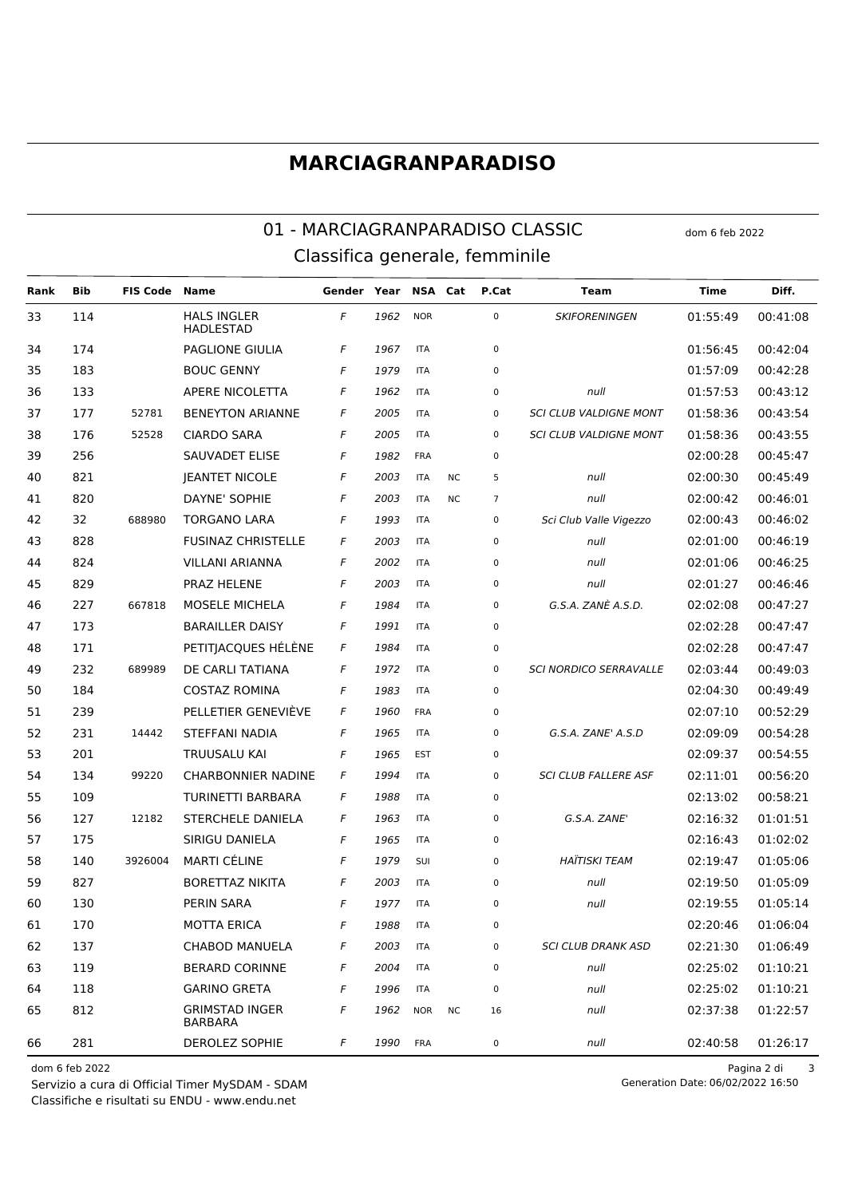# MARCIAGRANPARADISO

## 01 - MARCIAGRANPARADISO CLASSIC

dom 6 feb 2022

### Classifica generale, femminile

| Rank | Bib | FIS Code | Name | Gender | Year | NSA | Cat | P.Cat | Team | Time | Diff. |
|---|---|---|---|---|---|---|---|---|---|---|---|
| 33 | 114 | | HALS INGLER HADLESTAD | F | 1962 | NOR | | 0 | SKIFORENINGEN | 01:55:49 | 00:41:08 |
| 34 | 174 | | PAGLIONE GIULIA | F | 1967 | ITA | | 0 | | 01:56:45 | 00:42:04 |
| 35 | 183 | | BOUC GENNY | F | 1979 | ITA | | 0 | | 01:57:09 | 00:42:28 |
| 36 | 133 | | APERE NICOLETTA | F | 1962 | ITA | | 0 | null | 01:57:53 | 00:43:12 |
| 37 | 177 | 52781 | BENEYTON ARIANNE | F | 2005 | ITA | | 0 | SCI CLUB VALDIGNE MONT | 01:58:36 | 00:43:54 |
| 38 | 176 | 52528 | CIARDO SARA | F | 2005 | ITA | | 0 | SCI CLUB VALDIGNE MONT | 01:58:36 | 00:43:55 |
| 39 | 256 | | SAUVADET ELISE | F | 1982 | FRA | | 0 | | 02:00:28 | 00:45:47 |
| 40 | 821 | | JEANTET NICOLE | F | 2003 | ITA | NC | 5 | null | 02:00:30 | 00:45:49 |
| 41 | 820 | | DAYNE' SOPHIE | F | 2003 | ITA | NC | 7 | null | 02:00:42 | 00:46:01 |
| 42 | 32 | 688980 | TORGANO LARA | F | 1993 | ITA | | 0 | Sci Club Valle Vigezzo | 02:00:43 | 00:46:02 |
| 43 | 828 | | FUSINAZ CHRISTELLE | F | 2003 | ITA | | 0 | null | 02:01:00 | 00:46:19 |
| 44 | 824 | | VILLANI ARIANNA | F | 2002 | ITA | | 0 | null | 02:01:06 | 00:46:25 |
| 45 | 829 | | PRAZ HELENE | F | 2003 | ITA | | 0 | null | 02:01:27 | 00:46:46 |
| 46 | 227 | 667818 | MOSELE MICHELA | F | 1984 | ITA | | 0 | G.S.A. ZANÈ A.S.D. | 02:02:08 | 00:47:27 |
| 47 | 173 | | BARAILLER DAISY | F | 1991 | ITA | | 0 | | 02:02:28 | 00:47:47 |
| 48 | 171 | | PETITJACQUES HÉLÈNE | F | 1984 | ITA | | 0 | | 02:02:28 | 00:47:47 |
| 49 | 232 | 689989 | DE CARLI TATIANA | F | 1972 | ITA | | 0 | SCI NORDICO SERRAVALLE | 02:03:44 | 00:49:03 |
| 50 | 184 | | COSTAZ ROMINA | F | 1983 | ITA | | 0 | | 02:04:30 | 00:49:49 |
| 51 | 239 | | PELLETIER GENEVIÈVE | F | 1960 | FRA | | 0 | | 02:07:10 | 00:52:29 |
| 52 | 231 | 14442 | STEFFANI NADIA | F | 1965 | ITA | | 0 | G.S.A. ZANE' A.S.D | 02:09:09 | 00:54:28 |
| 53 | 201 | | TRUUSALU KAI | F | 1965 | EST | | 0 | | 02:09:37 | 00:54:55 |
| 54 | 134 | 99220 | CHARBONNIER NADINE | F | 1994 | ITA | | 0 | SCI CLUB FALLERE ASF | 02:11:01 | 00:56:20 |
| 55 | 109 | | TURINETTI BARBARA | F | 1988 | ITA | | 0 | | 02:13:02 | 00:58:21 |
| 56 | 127 | 12182 | STERCHELE DANIELA | F | 1963 | ITA | | 0 | G.S.A. ZANE' | 02:16:32 | 01:01:51 |
| 57 | 175 | | SIRIGU DANIELA | F | 1965 | ITA | | 0 | | 02:16:43 | 01:02:02 |
| 58 | 140 | 3926004 | MARTI CÉLINE | F | 1979 | SUI | | 0 | HAÏTISKI TEAM | 02:19:47 | 01:05:06 |
| 59 | 827 | | BORETTAZ NIKITA | F | 2003 | ITA | | 0 | null | 02:19:50 | 01:05:09 |
| 60 | 130 | | PERIN SARA | F | 1977 | ITA | | 0 | null | 02:19:55 | 01:05:14 |
| 61 | 170 | | MOTTA ERICA | F | 1988 | ITA | | 0 | | 02:20:46 | 01:06:04 |
| 62 | 137 | | CHABOD MANUELA | F | 2003 | ITA | | 0 | SCI CLUB DRANK ASD | 02:21:30 | 01:06:49 |
| 63 | 119 | | BERARD CORINNE | F | 2004 | ITA | | 0 | null | 02:25:02 | 01:10:21 |
| 64 | 118 | | GARINO GRETA | F | 1996 | ITA | | 0 | null | 02:25:02 | 01:10:21 |
| 65 | 812 | | GRIMSTAD INGER BARBARA | F | 1962 | NOR | NC | 16 | null | 02:37:38 | 01:22:57 |
| 66 | 281 | | DEROLEZ SOPHIE | F | 1990 | FRA | | 0 | null | 02:40:58 | 01:26:17 |

dom 6 feb 2022

Servizio a cura di Official Timer MySDAM - SDAM

Classifiche e risultati su ENDU - www.endu.net

Generation Date: 06/02/2022 16:50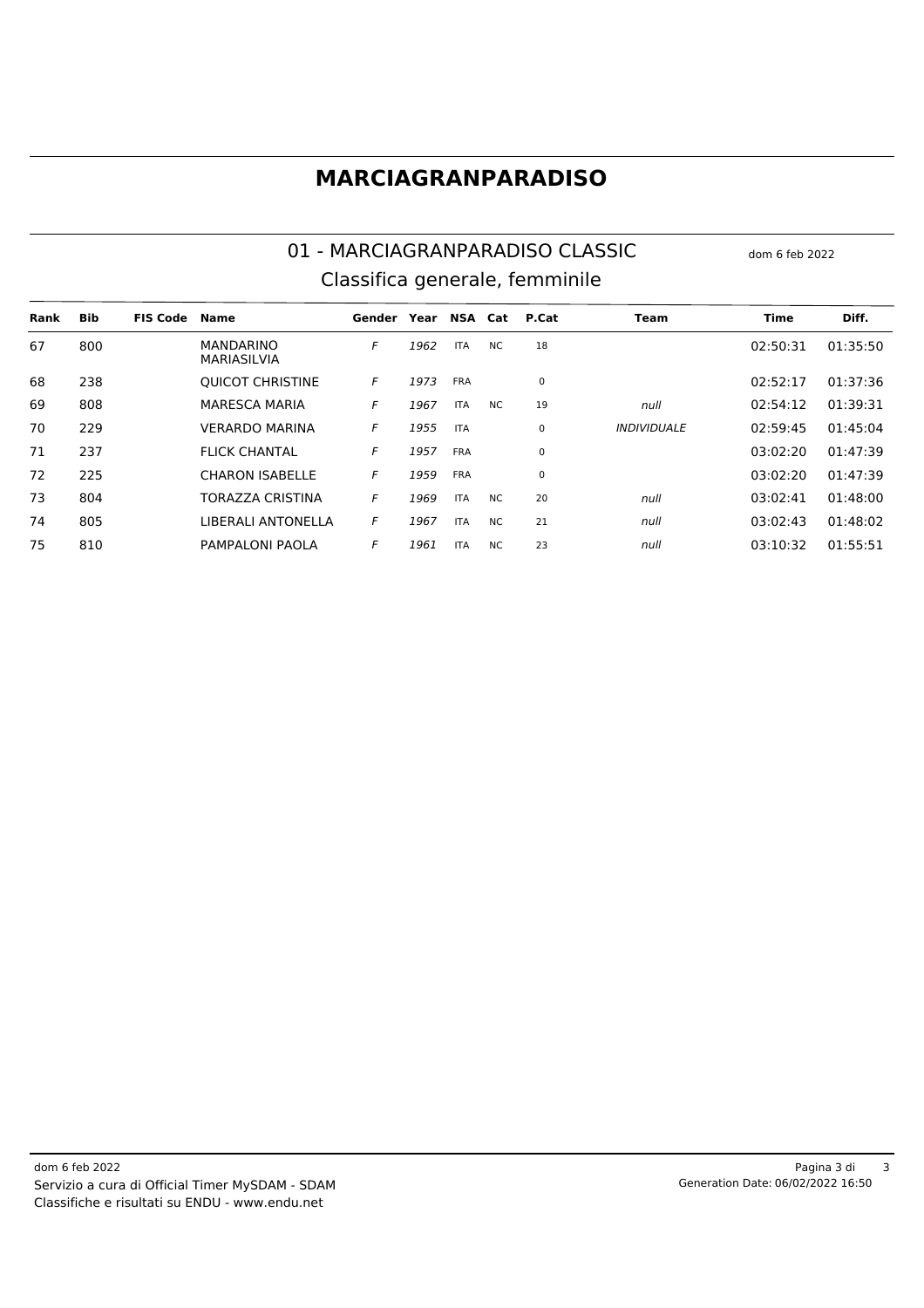# MARCIAGRANPARADISO

## 01 - MARCIAGRANPARADISO CLASSIC

dom 6 feb 2022

### Classifica generale, femminile

| Rank | Bib | FIS Code | Name | Gender | Year | NSA | Cat | P.Cat | Team | Time | Diff. |
|---|---|---|---|---|---|---|---|---|---|---|---|
| 67 | 800 | | MANDARINO MARIASILVIA | *F* | *1962* | ITA | NC | 18 | | 02:50:31 | 01:35:50 |
| 68 | 238 | | QUICOT CHRISTINE | *F* | *1973* | FRA | | 0 | | 02:52:17 | 01:37:36 |
| 69 | 808 | | MARESCA MARIA | *F* | *1967* | ITA | NC | 19 | *null* | 02:54:12 | 01:39:31 |
| 70 | 229 | | VERARDO MARINA | *F* | *1955* | ITA | | 0 | *INDIVIDUALE* | 02:59:45 | 01:45:04 |
| 71 | 237 | | FLICK CHANTAL | *F* | *1957* | FRA | | 0 | | 03:02:20 | 01:47:39 |
| 72 | 225 | | CHARON ISABELLE | *F* | *1959* | FRA | | 0 | | 03:02:20 | 01:47:39 |
| 73 | 804 | | TORAZZA CRISTINA | *F* | *1969* | ITA | NC | 20 | *null* | 03:02:41 | 01:48:00 |
| 74 | 805 | | LIBERALI ANTONELLA | *F* | *1967* | ITA | NC | 21 | *null* | 03:02:43 | 01:48:02 |
| 75 | 810 | | PAMPALONI PAOLA | *F* | *1961* | ITA | NC | 23 | *null* | 03:10:32 | 01:55:51 |

dom 6 feb 2022
Servizio a cura di Official Timer MySDAM - SDAM
Classifiche e risultati su ENDU - www.endu.net

Generation Date: 06/02/2022 16:50